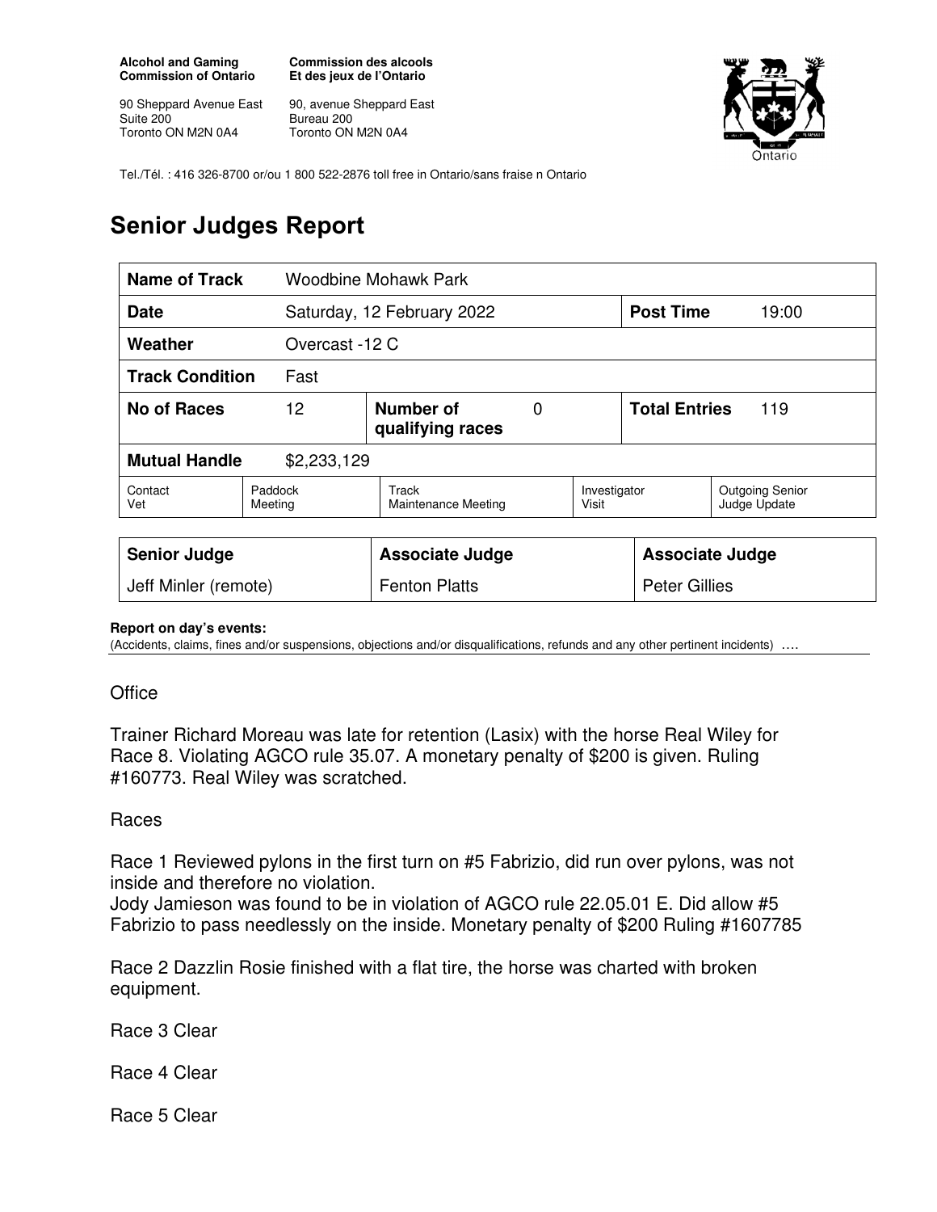**Alcohol and Gaming Commission of Ontario**

90 Sheppard Avenue East
Suite 200
Toronto ON M2N 0A4

**Commission des alcools Et des jeux de l'Ontario**

90, avenue Sheppard East
Bureau 200
Toronto ON M2N 0A4

Tel./Tél. : 416 326-8700 or/ou 1 800 522-2876 toll free in Ontario/sans fraise n Ontario

# Senior Judges Report

| **Name of Track** | Woodbine Mohawk Park | | | | |
|---|---|---|---|---|---|
| **Date** | Saturday, 12 February 2022 | | | **Post Time** | 19:00 |
| **Weather** | Overcast -12 C | | | | |
| **Track Condition** | Fast | | | | |
| **No of Races** | 12 | **Number of qualifying races** | 0 | **Total Entries** | 119 |
| **Mutual Handle** | $2,233,129 | | | | |

| Contact Vet | Paddock Meeting | Track Maintenance Meeting | Investigator Visit | Outgoing Senior Judge Update |
|---|---|---|---|---|

| **Senior Judge** | **Associate Judge** | **Associate Judge** |
|---|---|---|
| Jeff Minler (remote) | Fenton Platts | Peter Gillies |

**Report on day's events:**
(Accidents, claims, fines and/or suspensions, objections and/or disqualifications, refunds and any other pertinent incidents) ….

Office

Trainer Richard Moreau was late for retention (Lasix) with the horse Real Wiley for Race 8. Violating AGCO rule 35.07. A monetary penalty of $200 is given. Ruling #160773. Real Wiley was scratched.

Races

Race 1 Reviewed pylons in the first turn on #5 Fabrizio, did run over pylons, was not inside and therefore no violation.
Jody Jamieson was found to be in violation of AGCO rule 22.05.01 E. Did allow #5 Fabrizio to pass needlessly on the inside. Monetary penalty of $200 Ruling #1607785

Race 2 Dazzlin Rosie finished with a flat tire, the horse was charted with broken equipment.

Race 3 Clear

Race 4 Clear

Race 5 Clear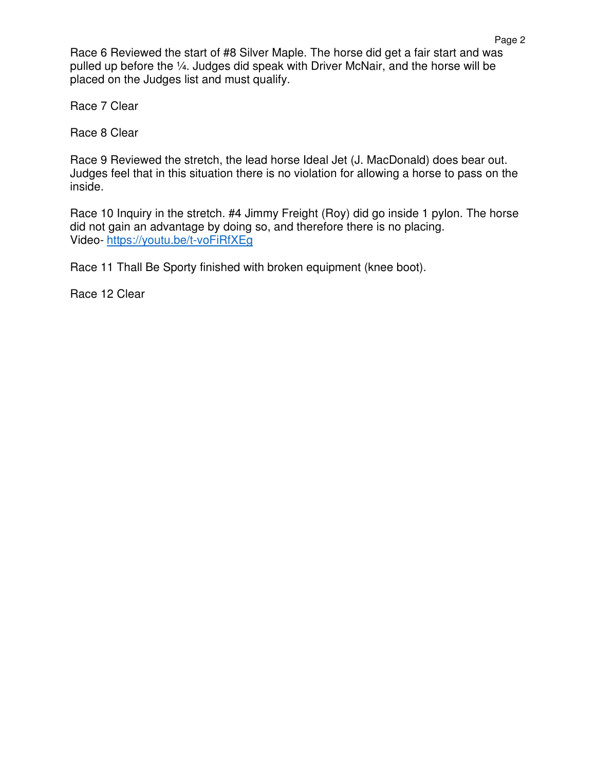Race 6 Reviewed the start of #8 Silver Maple. The horse did get a fair start and was pulled up before the ¼. Judges did speak with Driver McNair, and the horse will be placed on the Judges list and must qualify.

Race 7 Clear

Race 8 Clear

Race 9 Reviewed the stretch, the lead horse Ideal Jet (J. MacDonald) does bear out. Judges feel that in this situation there is no violation for allowing a horse to pass on the inside.

Race 10 Inquiry in the stretch. #4 Jimmy Freight (Roy) did go inside 1 pylon. The horse did not gain an advantage by doing so, and therefore there is no placing.
Video- [https://youtu.be/t-voFiRfXEg](https://youtu.be/t-voFiRfXEg)

Race 11 Thall Be Sporty finished with broken equipment (knee boot).

Race 12 Clear